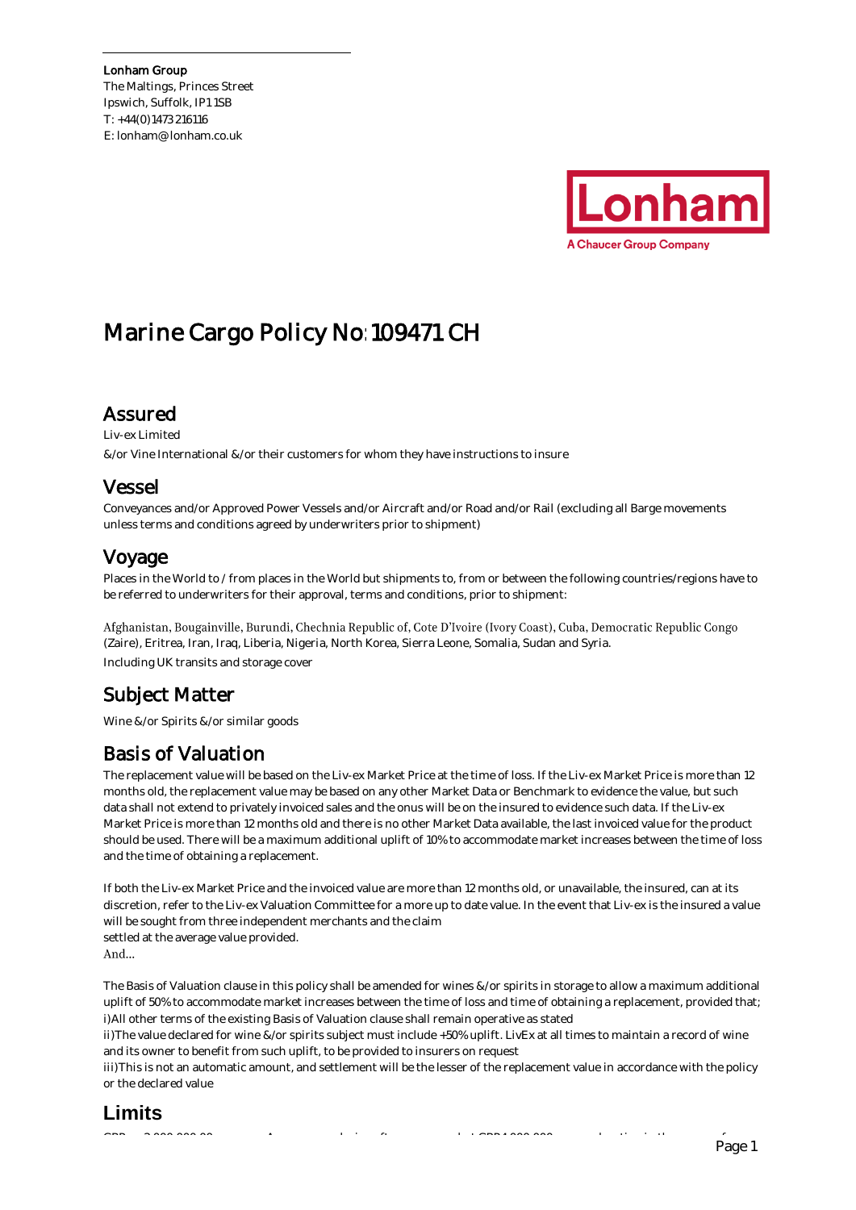**Lonham Group**
The Maltings, Princes Street
Ipswich, Suffolk, IP1 1SB
T: +44(0)1473 216116
E: lonham@lonham.co.uk

Lonham
A Chaucer Group Company

# Marine Cargo Policy No: 109471 CH

## Assured

Liv-ex Limited

&/or Vine International &/or their customers for whom they have instructions to insure

## Vessel

Conveyances and/or Approved Power Vessels and/or Aircraft and/or Road and/or Rail (excluding all Barge movements unless terms and conditions agreed by underwriters prior to shipment)

## Voyage

Places in the World to / from places in the World but shipments to, from or between the following countries/regions have to be referred to underwriters for their approval, terms and conditions, prior to shipment:

Afghanistan, Bougainville, Burundi, Chechnia Republic of, Cote D'Ivoire (Ivory Coast), Cuba, Democratic Republic Congo (Zaire), Eritrea, Iran, Iraq, Liberia, Nigeria, North Korea, Sierra Leone, Somalia, Sudan and Syria.

Including UK transits and storage cover

## Subject Matter

Wine &/or Spirits &/or similar goods

## Basis of Valuation

The replacement value will be based on the Liv-ex Market Price at the time of loss. If the Liv-ex Market Price is more than 12 months old, the replacement value may be based on any other Market Data or Benchmark to evidence the value, but such data shall not extend to privately invoiced sales and the onus will be on the insured to evidence such data. If the Liv-ex Market Price is more than 12 months old and there is no other Market Data available, the last invoiced value for the product should be used. There will be a maximum additional uplift of 10% to accommodate market increases between the time of loss and the time of obtaining a replacement.

If both the Liv-ex Market Price and the invoiced value are more than 12 months old, or unavailable, the insured, can at its discretion, refer to the Liv-ex Valuation Committee for a more up to date value. In the event that Liv-ex is the insured a value will be sought from three independent merchants and the claim
settled at the average value provided.
And...

The Basis of Valuation clause in this policy shall be amended for wines &/or spirits in storage to allow a maximum additional uplift of 50% to accommodate market increases between the time of loss and time of obtaining a replacement, provided that;
i)All other terms of the existing Basis of Valuation clause shall remain operative as stated
ii)The value declared for wine &/or spirits subject must include +50% uplift. LivEx at all times to maintain a record of wine and its owner to benefit from such uplift, to be provided to insurers on request
iii)This is not an automatic amount, and settlement will be the lesser of the replacement value in accordance with the policy or the declared value

## Limits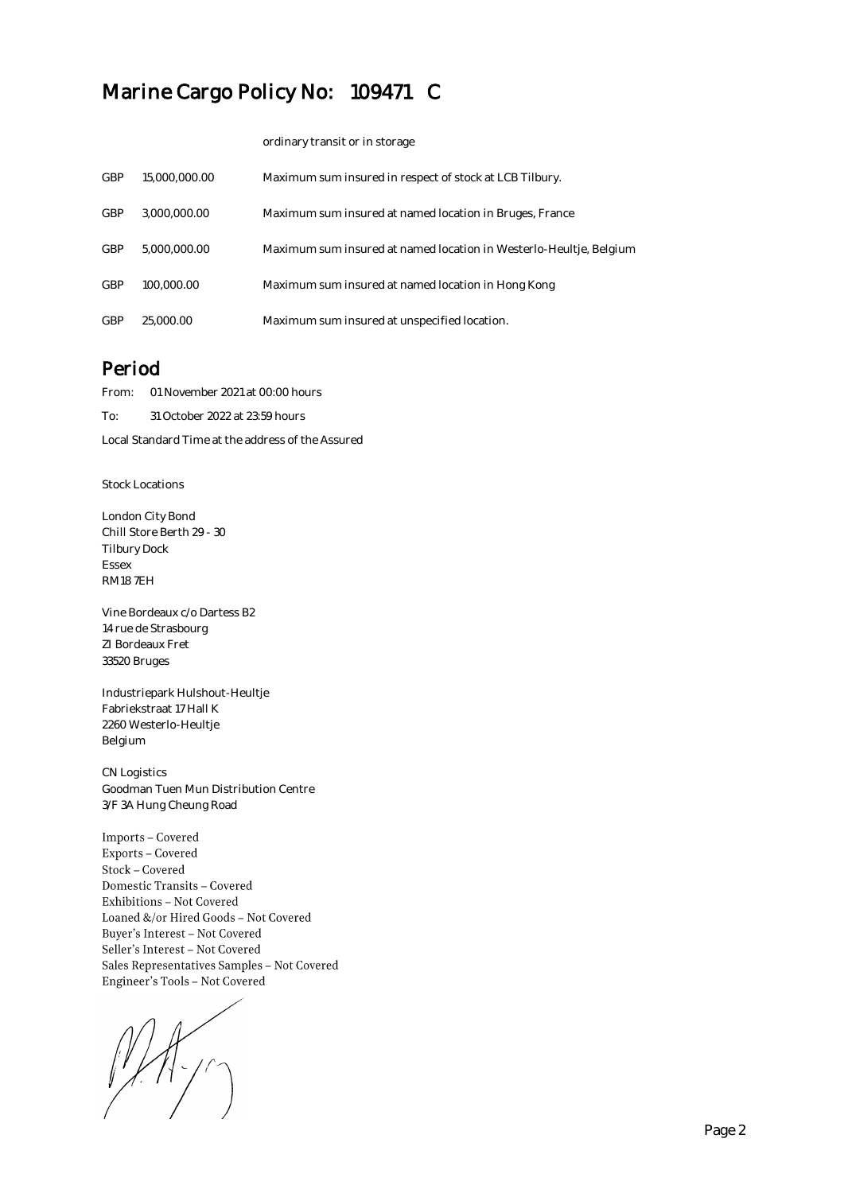# Marine Cargo Policy No: 109471 C

|  |  | ordinary transit or in storage |
|---|---|---|
| GBP | 15,000,000.00 | Maximum sum insured in respect of stock at LCB Tilbury. |
| GBP | 3,000,000.00 | Maximum sum insured at named location in Bruges, France |
| GBP | 5,000,000.00 | Maximum sum insured at named location in Westerlo-Heultje, Belgium |
| GBP | 100,000.00 | Maximum sum insured at named location in Hong Kong |
| GBP | 25,000.00 | Maximum sum insured at unspecified location. |

## Period

From: 01 November 2021 at 00:00 hours

To: 31 October 2022 at 23:59 hours

Local Standard Time at the address of the Assured

Stock Locations

London City Bond
Chill Store Berth 29 - 30
Tilbury Dock
Essex
RM18 7EH

Vine Bordeaux c/o Dartess B2
14 rue de Strasbourg
ZI Bordeaux Fret
33520 Bruges

Industriepark Hulshout-Heultje
Fabriekstraat 17 Hall K
2260 Westerlo-Heultje
Belgium

CN Logistics
Goodman Tuen Mun Distribution Centre
3/F 3A Hung Cheung Road

Imports – Covered
Exports – Covered
Stock – Covered
Domestic Transits – Covered
Exhibitions – Not Covered
Loaned &/or Hired Goods – Not Covered
Buyer's Interest – Not Covered
Seller's Interest – Not Covered
Sales Representatives Samples – Not Covered
Engineer's Tools – Not Covered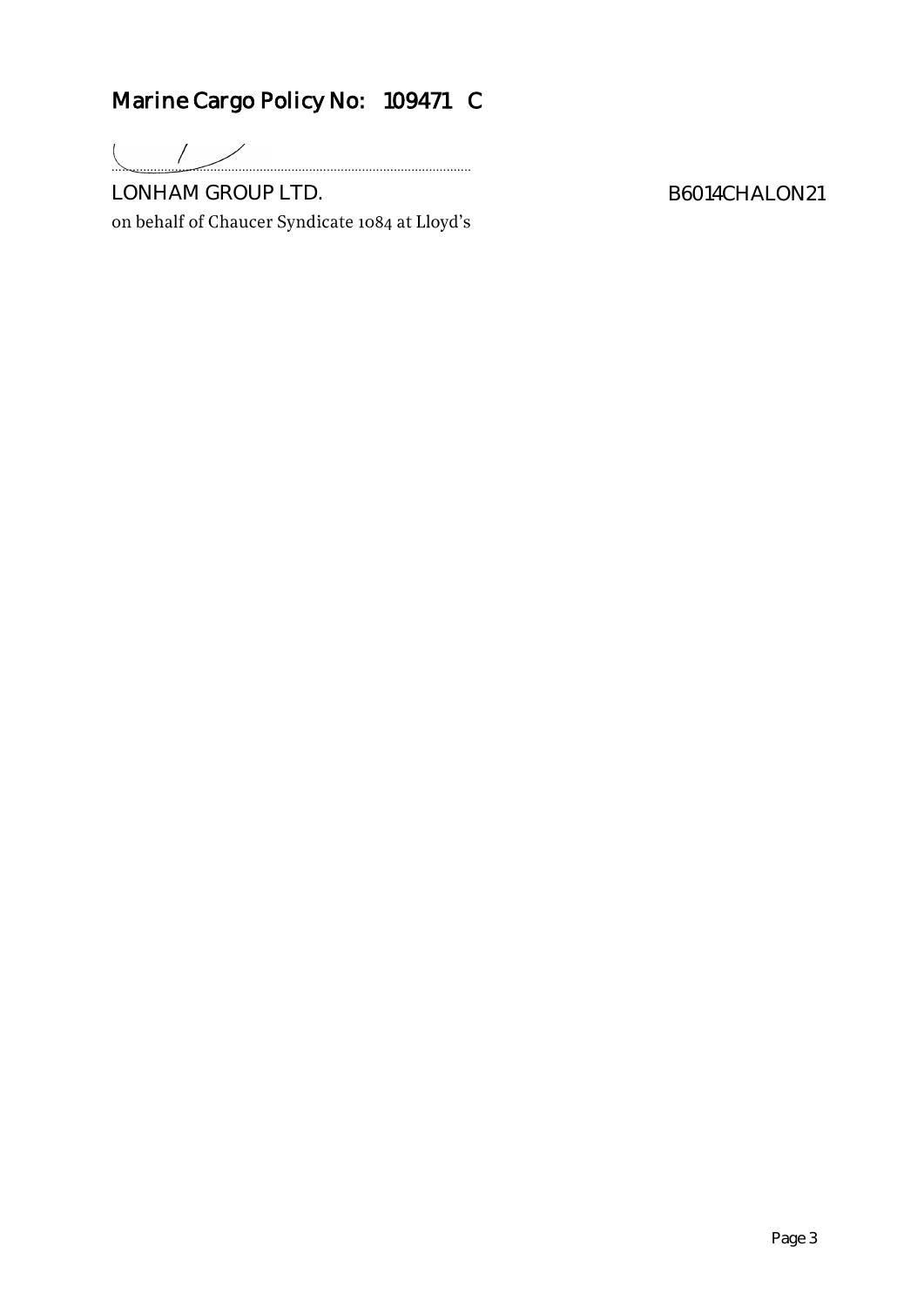## Marine Cargo Policy No: 109471 C

.............................................................................................

LONHAM GROUP LTD.
on behalf of Chaucer Syndicate 1084 at Lloyd's

B6014CHALON21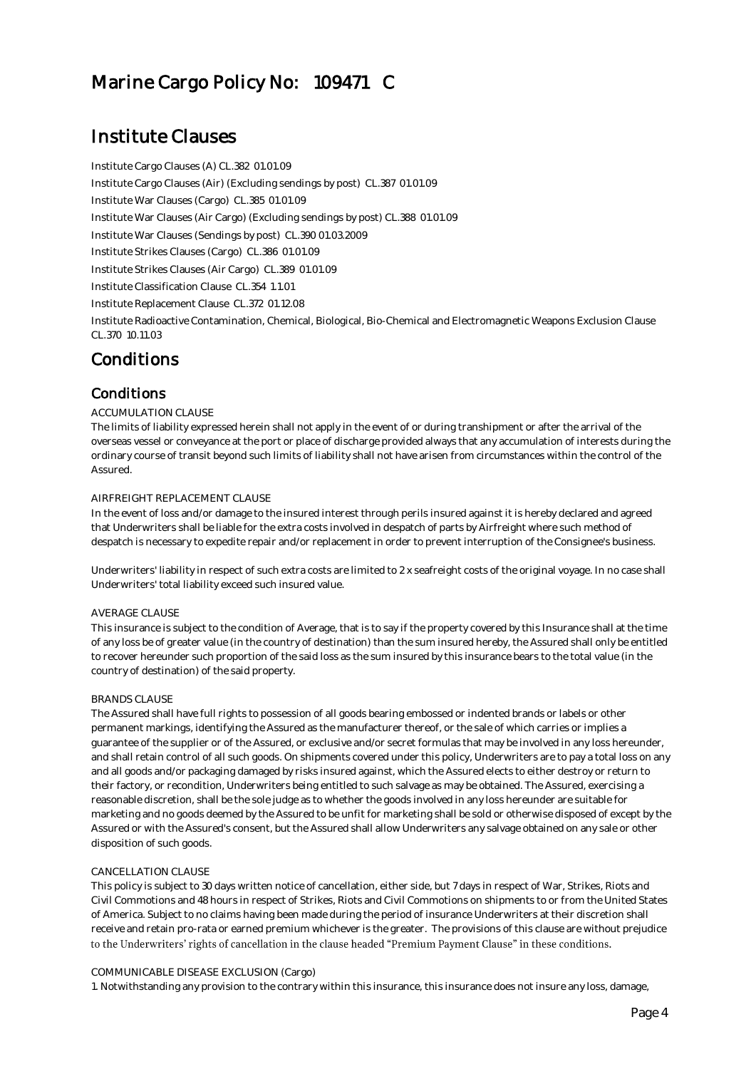# Marine Cargo Policy No: 109471 C

# Institute Clauses

Institute Cargo Clauses (A) CL.382 01.01.09

Institute Cargo Clauses (Air) (Excluding sendings by post) CL.387 01.01.09

Institute War Clauses (Cargo) CL.385 01.01.09

Institute War Clauses (Air Cargo) (Excluding sendings by post) CL.388 01.01.09

Institute War Clauses (Sendings by post) CL.390 01.03.2009

Institute Strikes Clauses (Cargo) CL.386 01.01.09

Institute Strikes Clauses (Air Cargo) CL.389 01.01.09

Institute Classification Clause CL.354 1.1.01

Institute Replacement Clause CL.372 01.12.08

Institute Radioactive Contamination, Chemical, Biological, Bio-Chemical and Electromagnetic Weapons Exclusion Clause CL.370 10.11.03

# Conditions

## Conditions

ACCUMULATION CLAUSE

The limits of liability expressed herein shall not apply in the event of or during transhipment or after the arrival of the overseas vessel or conveyance at the port or place of discharge provided always that any accumulation of interests during the ordinary course of transit beyond such limits of liability shall not have arisen from circumstances within the control of the Assured.

AIRFREIGHT REPLACEMENT CLAUSE

In the event of loss and/or damage to the insured interest through perils insured against it is hereby declared and agreed that Underwriters shall be liable for the extra costs involved in despatch of parts by Airfreight where such method of despatch is necessary to expedite repair and/or replacement in order to prevent interruption of the Consignee's business.

Underwriters' liability in respect of such extra costs are limited to 2 x seafreight costs of the original voyage. In no case shall Underwriters' total liability exceed such insured value.

AVERAGE CLAUSE

This insurance is subject to the condition of Average, that is to say if the property covered by this Insurance shall at the time of any loss be of greater value (in the country of destination) than the sum insured hereby, the Assured shall only be entitled to recover hereunder such proportion of the said loss as the sum insured by this insurance bears to the total value (in the country of destination) of the said property.

BRANDS CLAUSE

The Assured shall have full rights to possession of all goods bearing embossed or indented brands or labels or other permanent markings, identifying the Assured as the manufacturer thereof, or the sale of which carries or implies a guarantee of the supplier or of the Assured, or exclusive and/or secret formulas that may be involved in any loss hereunder, and shall retain control of all such goods. On shipments covered under this policy, Underwriters are to pay a total loss on any and all goods and/or packaging damaged by risks insured against, which the Assured elects to either destroy or return to their factory, or recondition, Underwriters being entitled to such salvage as may be obtained. The Assured, exercising a reasonable discretion, shall be the sole judge as to whether the goods involved in any loss hereunder are suitable for marketing and no goods deemed by the Assured to be unfit for marketing shall be sold or otherwise disposed of except by the Assured or with the Assured's consent, but the Assured shall allow Underwriters any salvage obtained on any sale or other disposition of such goods.

CANCELLATION CLAUSE

This policy is subject to 30 days written notice of cancellation, either side, but 7 days in respect of War, Strikes, Riots and Civil Commotions and 48 hours in respect of Strikes, Riots and Civil Commotions on shipments to or from the United States of America. Subject to no claims having been made during the period of insurance Underwriters at their discretion shall receive and retain pro-rata or earned premium whichever is the greater. The provisions of this clause are without prejudice to the Underwriters' rights of cancellation in the clause headed "Premium Payment Clause" in these conditions.

COMMUNICABLE DISEASE EXCLUSION (Cargo)

1. Notwithstanding any provision to the contrary within this insurance, this insurance does not insure any loss, damage,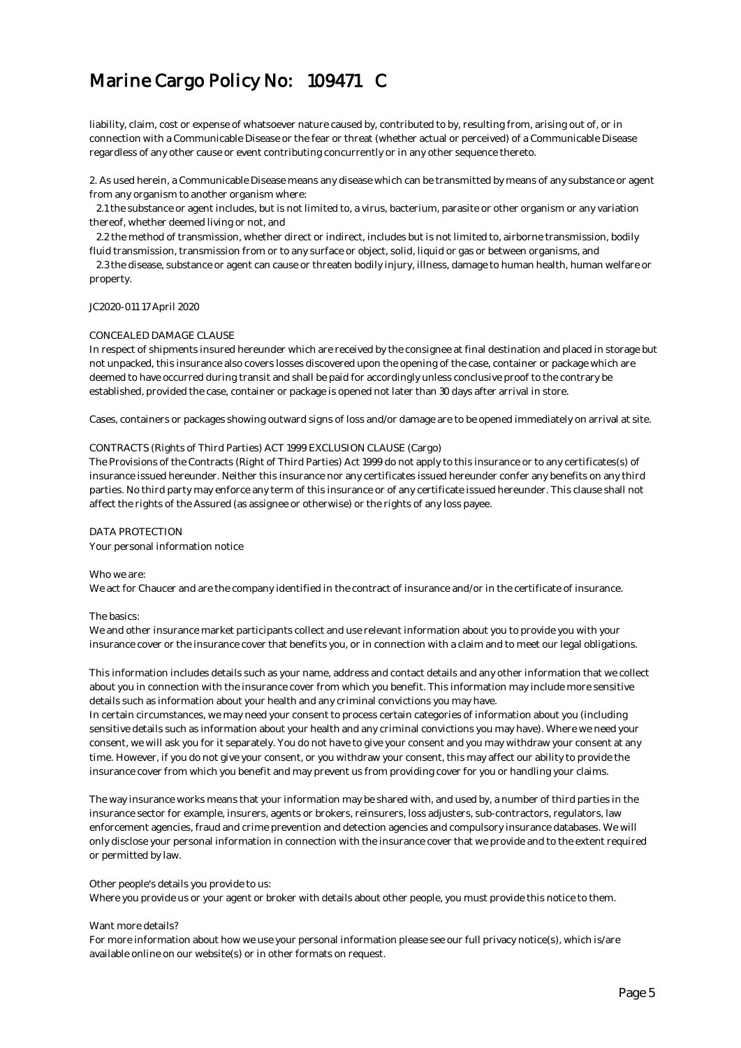liability, claim, cost or expense of whatsoever nature caused by, contributed to by, resulting from, arising out of, or in connection with a Communicable Disease or the fear or threat (whether actual or perceived) of a Communicable Disease regardless of any other cause or event contributing concurrently or in any other sequence thereto.

2. As used herein, a Communicable Disease means any disease which can be transmitted by means of any substance or agent from any organism to another organism where:

2.1 the substance or agent includes, but is not limited to, a virus, bacterium, parasite or other organism or any variation thereof, whether deemed living or not, and

2.2 the method of transmission, whether direct or indirect, includes but is not limited to, airborne transmission, bodily fluid transmission, transmission from or to any surface or object, solid, liquid or gas or between organisms, and

2.3 the disease, substance or agent can cause or threaten bodily injury, illness, damage to human health, human welfare or property.

JC2020-011 17 April 2020

CONCEALED DAMAGE CLAUSE

In respect of shipments insured hereunder which are received by the consignee at final destination and placed in storage but not unpacked, this insurance also covers losses discovered upon the opening of the case, container or package which are deemed to have occurred during transit and shall be paid for accordingly unless conclusive proof to the contrary be established, provided the case, container or package is opened not later than 30 days after arrival in store.

Cases, containers or packages showing outward signs of loss and/or damage are to be opened immediately on arrival at site.

CONTRACTS (Rights of Third Parties) ACT 1999 EXCLUSION CLAUSE (Cargo)

The Provisions of the Contracts (Right of Third Parties) Act 1999 do not apply to this insurance or to any certificates(s) of insurance issued hereunder. Neither this insurance nor any certificates issued hereunder confer any benefits on any third parties. No third party may enforce any term of this insurance or of any certificate issued hereunder. This clause shall not affect the rights of the Assured (as assignee or otherwise) or the rights of any loss payee.

DATA PROTECTION

Your personal information notice

Who we are:

We act for Chaucer and are the company identified in the contract of insurance and/or in the certificate of insurance.

The basics:

We and other insurance market participants collect and use relevant information about you to provide you with your insurance cover or the insurance cover that benefits you, or in connection with a claim and to meet our legal obligations.

This information includes details such as your name, address and contact details and any other information that we collect about you in connection with the insurance cover from which you benefit. This information may include more sensitive details such as information about your health and any criminal convictions you may have.

In certain circumstances, we may need your consent to process certain categories of information about you (including sensitive details such as information about your health and any criminal convictions you may have). Where we need your consent, we will ask you for it separately. You do not have to give your consent and you may withdraw your consent at any time. However, if you do not give your consent, or you withdraw your consent, this may affect our ability to provide the insurance cover from which you benefit and may prevent us from providing cover for you or handling your claims.

The way insurance works means that your information may be shared with, and used by, a number of third parties in the insurance sector for example, insurers, agents or brokers, reinsurers, loss adjusters, sub-contractors, regulators, law enforcement agencies, fraud and crime prevention and detection agencies and compulsory insurance databases. We will only disclose your personal information in connection with the insurance cover that we provide and to the extent required or permitted by law.

Other people's details you provide to us:

Where you provide us or your agent or broker with details about other people, you must provide this notice to them.

Want more details?

For more information about how we use your personal information please see our full privacy notice(s), which is/are available online on our website(s) or in other formats on request.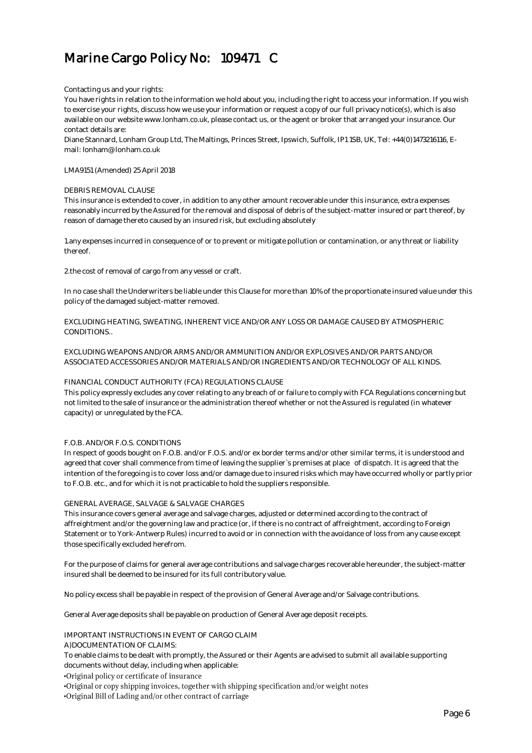# Marine Cargo Policy No: 109471 C

Contacting us and your rights:
You have rights in relation to the information we hold about you, including the right to access your information. If you wish to exercise your rights, discuss how we use your information or request a copy of our full privacy notice(s), which is also available on our website www.lonham.co.uk, please contact us, or the agent or broker that arranged your insurance. Our contact details are:
Diane Stannard, Lonham Group Ltd, The Maltings, Princes Street, Ipswich, Suffolk, IP1 1SB, UK, Tel: +44(0)1473216116, E-mail: lonham@lonham.co.uk

LMA9151 (Amended) 25 April 2018

DEBRIS REMOVAL CLAUSE
This insurance is extended to cover, in addition to any other amount recoverable under this insurance, extra expenses reasonably incurred by the Assured for the removal and disposal of debris of the subject-matter insured or part thereof, by reason of damage thereto caused by an insured risk, but excluding absolutely

1.any expenses incurred in consequence of or to prevent or mitigate pollution or contamination, or any threat or liability thereof.

2.the cost of removal of cargo from any vessel or craft.

In no case shall the Underwriters be liable under this Clause for more than 10% of the proportionate insured value under this policy of the damaged subject-matter removed.

EXCLUDING HEATING, SWEATING, INHERENT VICE AND/OR ANY LOSS OR DAMAGE CAUSED BY ATMOSPHERIC CONDITIONS..

EXCLUDING WEAPONS AND/OR ARMS AND/OR AMMUNITION AND/OR EXPLOSIVES AND/OR PARTS AND/OR ASSOCIATED ACCESSORIES AND/OR MATERIALS AND/OR INGREDIENTS AND/OR TECHNOLOGY OF ALL KINDS.

FINANCIAL CONDUCT AUTHORITY (FCA) REGULATIONS CLAUSE
This policy expressly excludes any cover relating to any breach of or failure to comply with FCA Regulations concerning but not limited to the sale of insurance or the administration thereof whether or not the Assured is regulated (in whatever capacity) or unregulated by the FCA.

F.O.B. AND/OR F.O.S. CONDITIONS
In respect of goods bought on F.O.B. and/or F.O.S. and/or ex border terms and/or other similar terms, it is understood and agreed that cover shall commence from time of leaving the supplier`s premises at place of dispatch. It is agreed that the intention of the foregoing is to cover loss and/or damage due to insured risks which may have occurred wholly or partly prior to F.O.B. etc., and for which it is not practicable to hold the suppliers responsible.

GENERAL AVERAGE, SALVAGE & SALVAGE CHARGES
This insurance covers general average and salvage charges, adjusted or determined according to the contract of affreightment and/or the governing law and practice (or, if there is no contract of affreightment, according to Foreign Statement or to York-Antwerp Rules) incurred to avoid or in connection with the avoidance of loss from any cause except those specifically excluded herefrom.

For the purpose of claims for general average contributions and salvage charges recoverable hereunder, the subject-matter insured shall be deemed to be insured for its full contributory value.

No policy excess shall be payable in respect of the provision of General Average and/or Salvage contributions.

General Average deposits shall be payable on production of General Average deposit receipts.

IMPORTANT INSTRUCTIONS IN EVENT OF CARGO CLAIM
A)DOCUMENTATION OF CLAIMS:
To enable claims to be dealt with promptly, the Assured or their Agents are advised to submit all available supporting documents without delay, including when applicable:
•Original policy or certificate of insurance
•Original or copy shipping invoices, together with shipping specification and/or weight notes
•Original Bill of Lading and/or other contract of carriage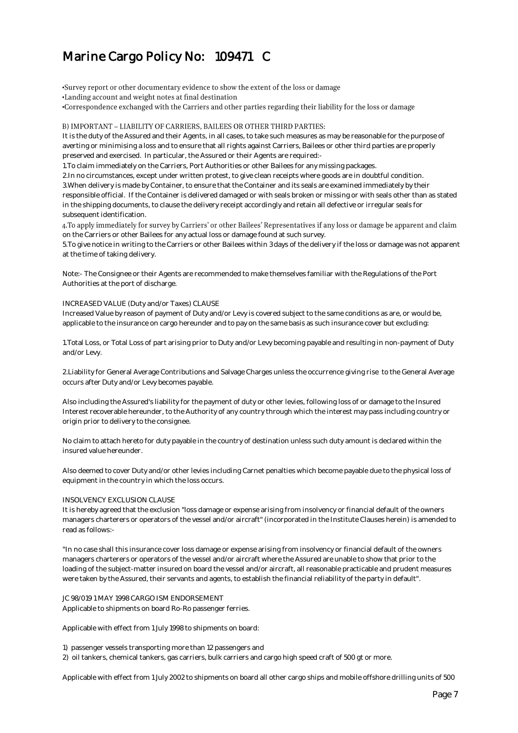# Marine Cargo Policy No: 109471 C

- Survey report or other documentary evidence to show the extent of the loss or damage
- Landing account and weight notes at final destination
- Correspondence exchanged with the Carriers and other parties regarding their liability for the loss or damage

B) IMPORTANT – LIABILITY OF CARRIERS, BAILEES OR OTHER THIRD PARTIES:

It is the duty of the Assured and their Agents, in all cases, to take such measures as may be reasonable for the purpose of averting or minimising a loss and to ensure that all rights against Carriers, Bailees or other third parties are properly preserved and exercised. In particular, the Assured or their Agents are required:-

1. To claim immediately on the Carriers, Port Authorities or other Bailees for any missing packages.
2. In no circumstances, except under written protest, to give clean receipts where goods are in doubtful condition.
3. When delivery is made by Container, to ensure that the Container and its seals are examined immediately by their responsible official. If the Container is delivered damaged or with seals broken or missing or with seals other than as stated in the shipping documents, to clause the delivery receipt accordingly and retain all defective or irregular seals for subsequent identification.
4. To apply immediately for survey by Carriers' or other Bailees' Representatives if any loss or damage be apparent and claim on the Carriers or other Bailees for any actual loss or damage found at such survey.
5. To give notice in writing to the Carriers or other Bailees within 3 days of the delivery if the loss or damage was not apparent at the time of taking delivery.

Note:- The Consignee or their Agents are recommended to make themselves familiar with the Regulations of the Port Authorities at the port of discharge.

INCREASED VALUE (Duty and/or Taxes) CLAUSE

Increased Value by reason of payment of Duty and/or Levy is covered subject to the same conditions as are, or would be, applicable to the insurance on cargo hereunder and to pay on the same basis as such insurance cover but excluding:

1. Total Loss, or Total Loss of part arising prior to Duty and/or Levy becoming payable and resulting in non-payment of Duty and/or Levy.

2. Liability for General Average Contributions and Salvage Charges unless the occurrence giving rise to the General Average occurs after Duty and/or Levy becomes payable.

Also including the Assured's liability for the payment of duty or other levies, following loss of or damage to the Insured Interest recoverable hereunder, to the Authority of any country through which the interest may pass including country or origin prior to delivery to the consignee.

No claim to attach hereto for duty payable in the country of destination unless such duty amount is declared within the insured value hereunder.

Also deemed to cover Duty and/or other levies including Carnet penalties which become payable due to the physical loss of equipment in the country in which the loss occurs.

INSOLVENCY EXCLUSION CLAUSE

It is hereby agreed that the exclusion "loss damage or expense arising from insolvency or financial default of the owners managers charterers or operators of the vessel and/or aircraft" (incorporated in the Institute Clauses herein) is amended to read as follows:-

"In no case shall this insurance cover loss damage or expense arising from insolvency or financial default of the owners managers charterers or operators of the vessel and/or aircraft where the Assured are unable to show that prior to the loading of the subject-matter insured on board the vessel and/or aircraft, all reasonable practicable and prudent measures were taken by the Assured, their servants and agents, to establish the financial reliability of the party in default".

JC 98/019 1 MAY 1998 CARGO ISM ENDORSEMENT

Applicable to shipments on board Ro-Ro passenger ferries.

Applicable with effect from 1 July 1998 to shipments on board:

1) passenger vessels transporting more than 12 passengers and
2) oil tankers, chemical tankers, gas carriers, bulk carriers and cargo high speed craft of 500 gt or more.

Applicable with effect from 1 July 2002 to shipments on board all other cargo ships and mobile offshore drilling units of 500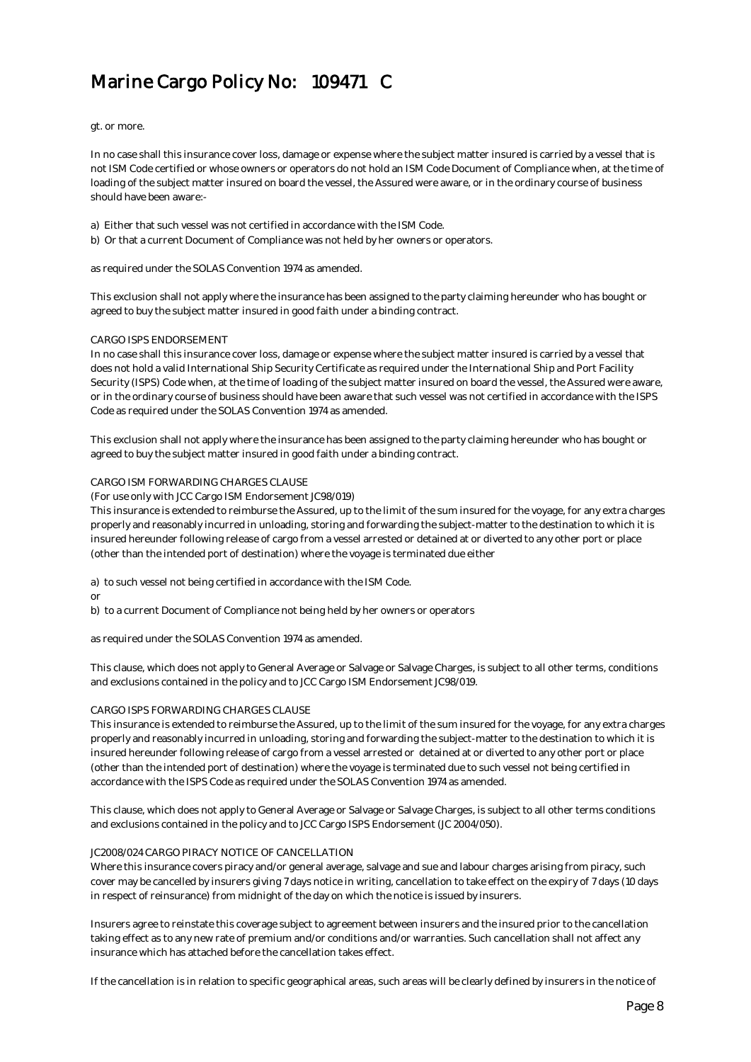gt. or more.

In no case shall this insurance cover loss, damage or expense where the subject matter insured is carried by a vessel that is not ISM Code certified or whose owners or operators do not hold an ISM Code Document of Compliance when, at the time of loading of the subject matter insured on board the vessel, the Assured were aware, or in the ordinary course of business should have been aware:-

a) Either that such vessel was not certified in accordance with the ISM Code.
b) Or that a current Document of Compliance was not held by her owners or operators.

as required under the SOLAS Convention 1974 as amended.

This exclusion shall not apply where the insurance has been assigned to the party claiming hereunder who has bought or agreed to buy the subject matter insured in good faith under a binding contract.

CARGO ISPS ENDORSEMENT
In no case shall this insurance cover loss, damage or expense where the subject matter insured is carried by a vessel that does not hold a valid International Ship Security Certificate as required under the International Ship and Port Facility Security (ISPS) Code when, at the time of loading of the subject matter insured on board the vessel, the Assured were aware, or in the ordinary course of business should have been aware that such vessel was not certified in accordance with the ISPS Code as required under the SOLAS Convention 1974 as amended.

This exclusion shall not apply where the insurance has been assigned to the party claiming hereunder who has bought or agreed to buy the subject matter insured in good faith under a binding contract.

CARGO ISM FORWARDING CHARGES CLAUSE
(For use only with JCC Cargo ISM Endorsement JC98/019)
This insurance is extended to reimburse the Assured, up to the limit of the sum insured for the voyage, for any extra charges properly and reasonably incurred in unloading, storing and forwarding the subject-matter to the destination to which it is insured hereunder following release of cargo from a vessel arrested or detained at or diverted to any other port or place (other than the intended port of destination) where the voyage is terminated due either

a) to such vessel not being certified in accordance with the ISM Code.
or
b) to a current Document of Compliance not being held by her owners or operators

as required under the SOLAS Convention 1974 as amended.

This clause, which does not apply to General Average or Salvage or Salvage Charges, is subject to all other terms, conditions and exclusions contained in the policy and to JCC Cargo ISM Endorsement JC98/019.

CARGO ISPS FORWARDING CHARGES CLAUSE
This insurance is extended to reimburse the Assured, up to the limit of the sum insured for the voyage, for any extra charges properly and reasonably incurred in unloading, storing and forwarding the subject-matter to the destination to which it is insured hereunder following release of cargo from a vessel arrested or detained at or diverted to any other port or place (other than the intended port of destination) where the voyage is terminated due to such vessel not being certified in accordance with the ISPS Code as required under the SOLAS Convention 1974 as amended.

This clause, which does not apply to General Average or Salvage or Salvage Charges, is subject to all other terms conditions and exclusions contained in the policy and to JCC Cargo ISPS Endorsement (JC 2004/050).

JC2008/024 CARGO PIRACY NOTICE OF CANCELLATION
Where this insurance covers piracy and/or general average, salvage and sue and labour charges arising from piracy, such cover may be cancelled by insurers giving 7 days notice in writing, cancellation to take effect on the expiry of 7 days (10 days in respect of reinsurance) from midnight of the day on which the notice is issued by insurers.

Insurers agree to reinstate this coverage subject to agreement between insurers and the insured prior to the cancellation taking effect as to any new rate of premium and/or conditions and/or warranties. Such cancellation shall not affect any insurance which has attached before the cancellation takes effect.

If the cancellation is in relation to specific geographical areas, such areas will be clearly defined by insurers in the notice of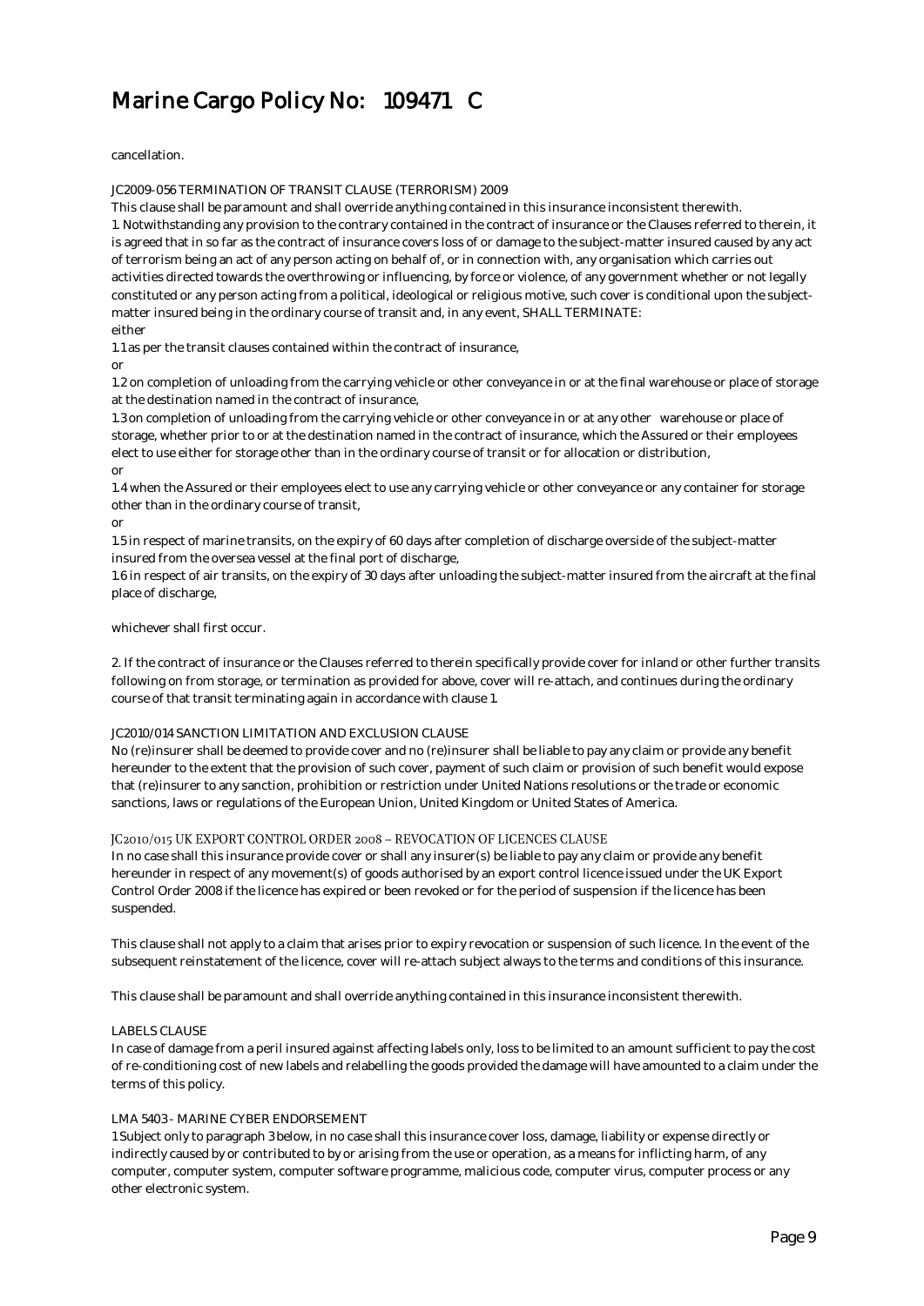cancellation.

JC2009-056 TERMINATION OF TRANSIT CLAUSE (TERRORISM) 2009

This clause shall be paramount and shall override anything contained in this insurance inconsistent therewith.

1. Notwithstanding any provision to the contrary contained in the contract of insurance or the Clauses referred to therein, it is agreed that in so far as the contract of insurance covers loss of or damage to the subject-matter insured caused by any act of terrorism being an act of any person acting on behalf of, or in connection with, any organisation which carries out activities directed towards the overthrowing or influencing, by force or violence, of any government whether or not legally constituted or any person acting from a political, ideological or religious motive, such cover is conditional upon the subject-matter insured being in the ordinary course of transit and, in any event, SHALL TERMINATE:

either

1.1 as per the transit clauses contained within the contract of insurance,

or

1.2 on completion of unloading from the carrying vehicle or other conveyance in or at the final warehouse or place of storage at the destination named in the contract of insurance,

1.3 on completion of unloading from the carrying vehicle or other conveyance in or at any other warehouse or place of storage, whether prior to or at the destination named in the contract of insurance, which the Assured or their employees elect to use either for storage other than in the ordinary course of transit or for allocation or distribution,

or

1.4 when the Assured or their employees elect to use any carrying vehicle or other conveyance or any container for storage other than in the ordinary course of transit,

or

1.5 in respect of marine transits, on the expiry of 60 days after completion of discharge overside of the subject-matter insured from the oversea vessel at the final port of discharge,

1.6 in respect of air transits, on the expiry of 30 days after unloading the subject-matter insured from the aircraft at the final place of discharge,

whichever shall first occur.

2. If the contract of insurance or the Clauses referred to therein specifically provide cover for inland or other further transits following on from storage, or termination as provided for above, cover will re-attach, and continues during the ordinary course of that transit terminating again in accordance with clause 1.

JC2010/014 SANCTION LIMITATION AND EXCLUSION CLAUSE

No (re)insurer shall be deemed to provide cover and no (re)insurer shall be liable to pay any claim or provide any benefit hereunder to the extent that the provision of such cover, payment of such claim or provision of such benefit would expose that (re)insurer to any sanction, prohibition or restriction under United Nations resolutions or the trade or economic sanctions, laws or regulations of the European Union, United Kingdom or United States of America.

JC2010/015 UK EXPORT CONTROL ORDER 2008 – REVOCATION OF LICENCES CLAUSE

In no case shall this insurance provide cover or shall any insurer(s) be liable to pay any claim or provide any benefit hereunder in respect of any movement(s) of goods authorised by an export control licence issued under the UK Export Control Order 2008 if the licence has expired or been revoked or for the period of suspension if the licence has been suspended.

This clause shall not apply to a claim that arises prior to expiry revocation or suspension of such licence. In the event of the subsequent reinstatement of the licence, cover will re-attach subject always to the terms and conditions of this insurance.

This clause shall be paramount and shall override anything contained in this insurance inconsistent therewith.

LABELS CLAUSE

In case of damage from a peril insured against affecting labels only, loss to be limited to an amount sufficient to pay the cost of re-conditioning cost of new labels and relabelling the goods provided the damage will have amounted to a claim under the terms of this policy.

LMA 5403 - MARINE CYBER ENDORSEMENT

1 Subject only to paragraph 3 below, in no case shall this insurance cover loss, damage, liability or expense directly or indirectly caused by or contributed to by or arising from the use or operation, as a means for inflicting harm, of any computer, computer system, computer software programme, malicious code, computer virus, computer process or any other electronic system.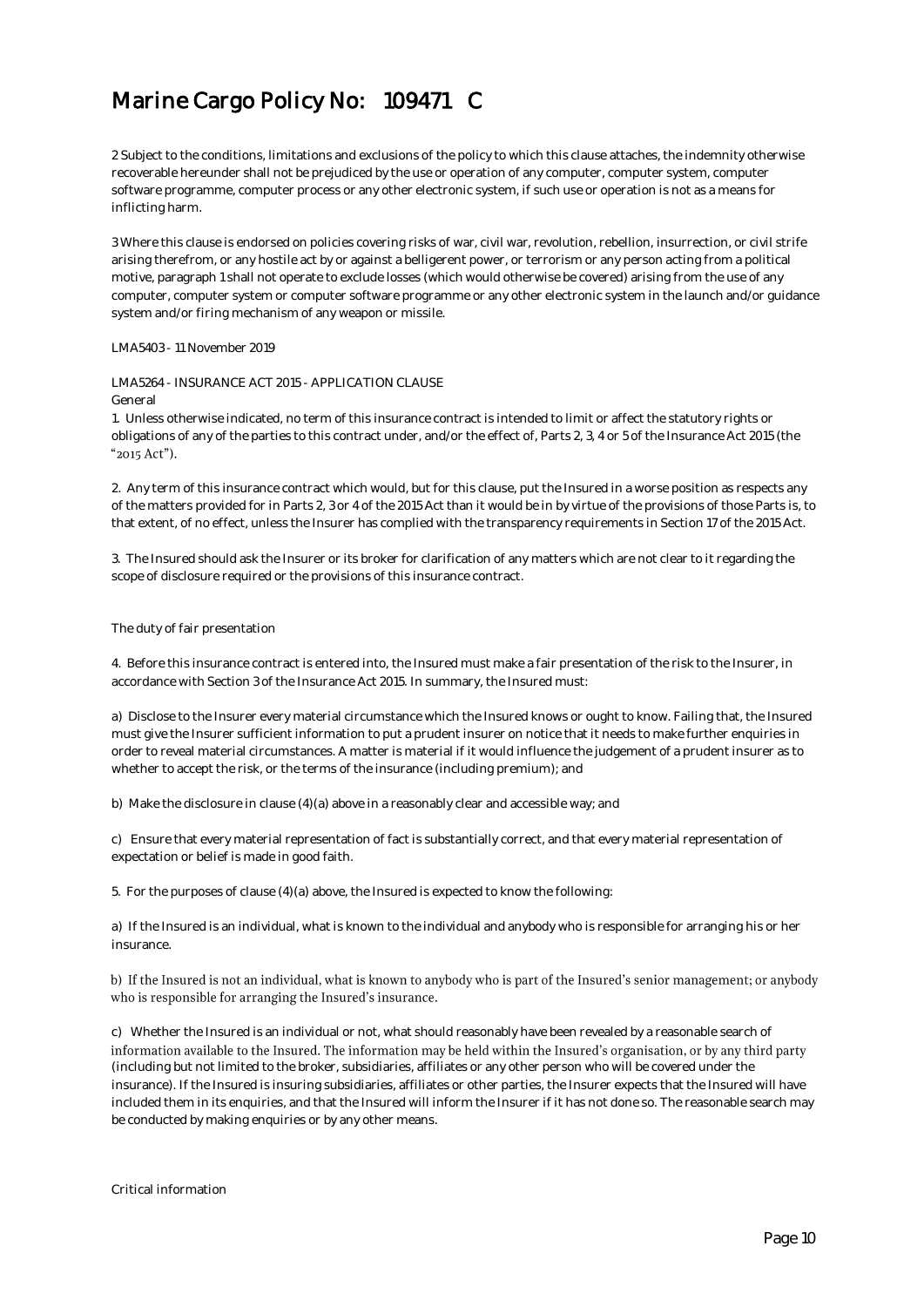# Marine Cargo Policy No: 109471 C

2 Subject to the conditions, limitations and exclusions of the policy to which this clause attaches, the indemnity otherwise recoverable hereunder shall not be prejudiced by the use or operation of any computer, computer system, computer software programme, computer process or any other electronic system, if such use or operation is not as a means for inflicting harm.

3 Where this clause is endorsed on policies covering risks of war, civil war, revolution, rebellion, insurrection, or civil strife arising therefrom, or any hostile act by or against a belligerent power, or terrorism or any person acting from a political motive, paragraph 1 shall not operate to exclude losses (which would otherwise be covered) arising from the use of any computer, computer system or computer software programme or any other electronic system in the launch and/or guidance system and/or firing mechanism of any weapon or missile.

LMA5403 - 11 November 2019

LMA5264 - INSURANCE ACT 2015 - APPLICATION CLAUSE

General

1. Unless otherwise indicated, no term of this insurance contract is intended to limit or affect the statutory rights or obligations of any of the parties to this contract under, and/or the effect of, Parts 2, 3, 4 or 5 of the Insurance Act 2015 (the "2015 Act").

2. Any term of this insurance contract which would, but for this clause, put the Insured in a worse position as respects any of the matters provided for in Parts 2, 3 or 4 of the 2015 Act than it would be in by virtue of the provisions of those Parts is, to that extent, of no effect, unless the Insurer has complied with the transparency requirements in Section 17 of the 2015 Act.

3. The Insured should ask the Insurer or its broker for clarification of any matters which are not clear to it regarding the scope of disclosure required or the provisions of this insurance contract.

The duty of fair presentation

4. Before this insurance contract is entered into, the Insured must make a fair presentation of the risk to the Insurer, in accordance with Section 3 of the Insurance Act 2015. In summary, the Insured must:

a) Disclose to the Insurer every material circumstance which the Insured knows or ought to know. Failing that, the Insured must give the Insurer sufficient information to put a prudent insurer on notice that it needs to make further enquiries in order to reveal material circumstances. A matter is material if it would influence the judgement of a prudent insurer as to whether to accept the risk, or the terms of the insurance (including premium); and

b) Make the disclosure in clause (4)(a) above in a reasonably clear and accessible way; and

c) Ensure that every material representation of fact is substantially correct, and that every material representation of expectation or belief is made in good faith.

5. For the purposes of clause (4)(a) above, the Insured is expected to know the following:

a) If the Insured is an individual, what is known to the individual and anybody who is responsible for arranging his or her insurance.

b) If the Insured is not an individual, what is known to anybody who is part of the Insured's senior management; or anybody who is responsible for arranging the Insured's insurance.

c) Whether the Insured is an individual or not, what should reasonably have been revealed by a reasonable search of information available to the Insured. The information may be held within the Insured's organisation, or by any third party (including but not limited to the broker, subsidiaries, affiliates or any other person who will be covered under the insurance). If the Insured is insuring subsidiaries, affiliates or other parties, the Insurer expects that the Insured will have included them in its enquiries, and that the Insured will inform the Insurer if it has not done so. The reasonable search may be conducted by making enquiries or by any other means.

Critical information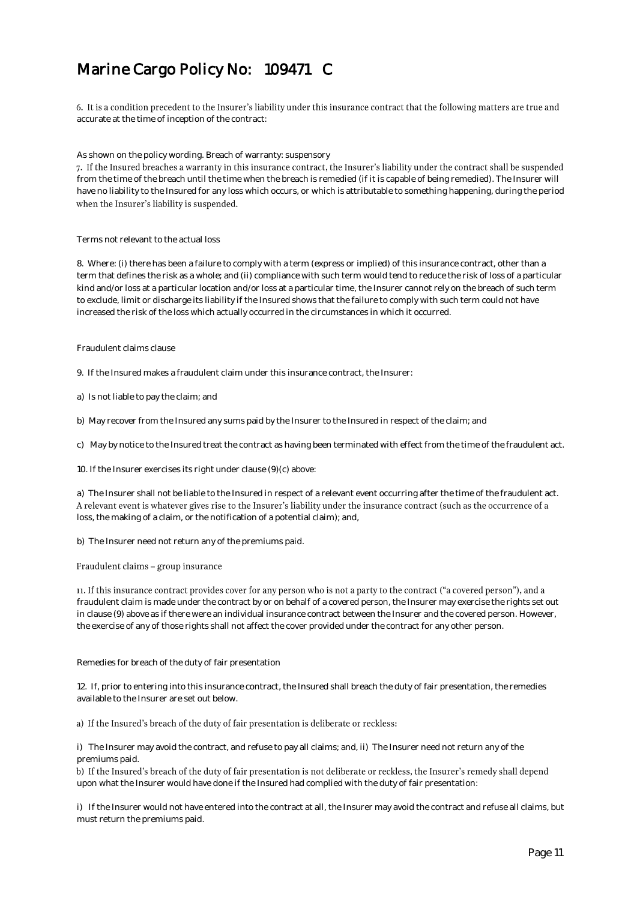# Marine Cargo Policy No: 109471 C

6. It is a condition precedent to the Insurer's liability under this insurance contract that the following matters are true and accurate at the time of inception of the contract:

As shown on the policy wording. Breach of warranty: suspensory

7. If the Insured breaches a warranty in this insurance contract, the Insurer's liability under the contract shall be suspended from the time of the breach until the time when the breach is remedied (if it is capable of being remedied). The Insurer will have no liability to the Insured for any loss which occurs, or which is attributable to something happening, during the period when the Insurer's liability is suspended.

Terms not relevant to the actual loss

8. Where: (i) there has been a failure to comply with a term (express or implied) of this insurance contract, other than a term that defines the risk as a whole; and (ii) compliance with such term would tend to reduce the risk of loss of a particular kind and/or loss at a particular location and/or loss at a particular time, the Insurer cannot rely on the breach of such term to exclude, limit or discharge its liability if the Insured shows that the failure to comply with such term could not have increased the risk of the loss which actually occurred in the circumstances in which it occurred.

Fraudulent claims clause

9. If the Insured makes a fraudulent claim under this insurance contract, the Insurer:

a) Is not liable to pay the claim; and

b) May recover from the Insured any sums paid by the Insurer to the Insured in respect of the claim; and

c) May by notice to the Insured treat the contract as having been terminated with effect from the time of the fraudulent act.

10. If the Insurer exercises its right under clause (9)(c) above:

a) The Insurer shall not be liable to the Insured in respect of a relevant event occurring after the time of the fraudulent act. A relevant event is whatever gives rise to the Insurer's liability under the insurance contract (such as the occurrence of a loss, the making of a claim, or the notification of a potential claim); and,

b) The Insurer need not return any of the premiums paid.

Fraudulent claims – group insurance

11. If this insurance contract provides cover for any person who is not a party to the contract ("a covered person"), and a fraudulent claim is made under the contract by or on behalf of a covered person, the Insurer may exercise the rights set out in clause (9) above as if there were an individual insurance contract between the Insurer and the covered person. However, the exercise of any of those rights shall not affect the cover provided under the contract for any other person.

Remedies for breach of the duty of fair presentation

12. If, prior to entering into this insurance contract, the Insured shall breach the duty of fair presentation, the remedies available to the Insurer are set out below.

a) If the Insured's breach of the duty of fair presentation is deliberate or reckless:

i) The Insurer may avoid the contract, and refuse to pay all claims; and, ii) The Insurer need not return any of the premiums paid.

b) If the Insured's breach of the duty of fair presentation is not deliberate or reckless, the Insurer's remedy shall depend upon what the Insurer would have done if the Insured had complied with the duty of fair presentation:

i) If the Insurer would not have entered into the contract at all, the Insurer may avoid the contract and refuse all claims, but must return the premiums paid.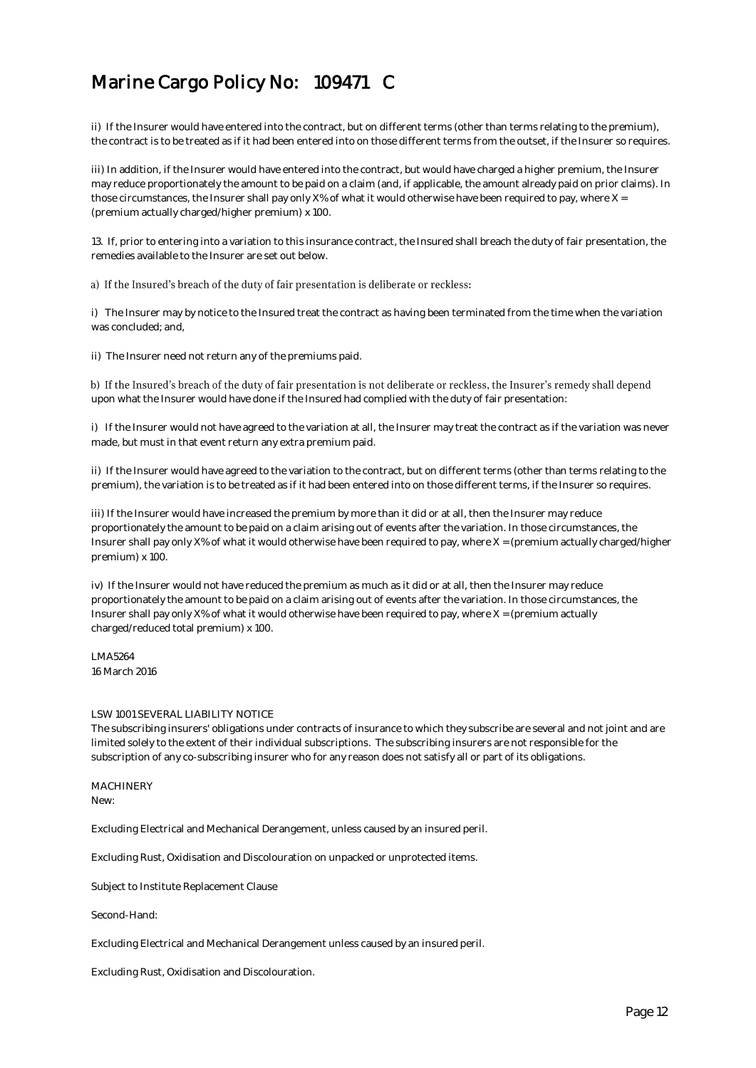ii) If the Insurer would have entered into the contract, but on different terms (other than terms relating to the premium), the contract is to be treated as if it had been entered into on those different terms from the outset, if the Insurer so requires.

iii) In addition, if the Insurer would have entered into the contract, but would have charged a higher premium, the Insurer may reduce proportionately the amount to be paid on a claim (and, if applicable, the amount already paid on prior claims). In those circumstances, the Insurer shall pay only X% of what it would otherwise have been required to pay, where X = (premium actually charged/higher premium) x 100.

13. If, prior to entering into a variation to this insurance contract, the Insured shall breach the duty of fair presentation, the remedies available to the Insurer are set out below.

a) If the Insured's breach of the duty of fair presentation is deliberate or reckless:

i) The Insurer may by notice to the Insured treat the contract as having been terminated from the time when the variation was concluded; and,

ii) The Insurer need not return any of the premiums paid.

b) If the Insured's breach of the duty of fair presentation is not deliberate or reckless, the Insurer's remedy shall depend upon what the Insurer would have done if the Insured had complied with the duty of fair presentation:

i) If the Insurer would not have agreed to the variation at all, the Insurer may treat the contract as if the variation was never made, but must in that event return any extra premium paid.

ii) If the Insurer would have agreed to the variation to the contract, but on different terms (other than terms relating to the premium), the variation is to be treated as if it had been entered into on those different terms, if the Insurer so requires.

iii) If the Insurer would have increased the premium by more than it did or at all, then the Insurer may reduce proportionately the amount to be paid on a claim arising out of events after the variation. In those circumstances, the Insurer shall pay only X% of what it would otherwise have been required to pay, where X = (premium actually charged/higher premium) x 100.

iv) If the Insurer would not have reduced the premium as much as it did or at all, then the Insurer may reduce proportionately the amount to be paid on a claim arising out of events after the variation. In those circumstances, the Insurer shall pay only X% of what it would otherwise have been required to pay, where X = (premium actually charged/reduced total premium) x 100.

LMA5264
16 March 2016

LSW 1001 SEVERAL LIABILITY NOTICE
The subscribing insurers' obligations under contracts of insurance to which they subscribe are several and not joint and are limited solely to the extent of their individual subscriptions. The subscribing insurers are not responsible for the subscription of any co-subscribing insurer who for any reason does not satisfy all or part of its obligations.

MACHINERY
New:

Excluding Electrical and Mechanical Derangement, unless caused by an insured peril.

Excluding Rust, Oxidisation and Discolouration on unpacked or unprotected items.

Subject to Institute Replacement Clause

Second-Hand:

Excluding Electrical and Mechanical Derangement unless caused by an insured peril.

Excluding Rust, Oxidisation and Discolouration.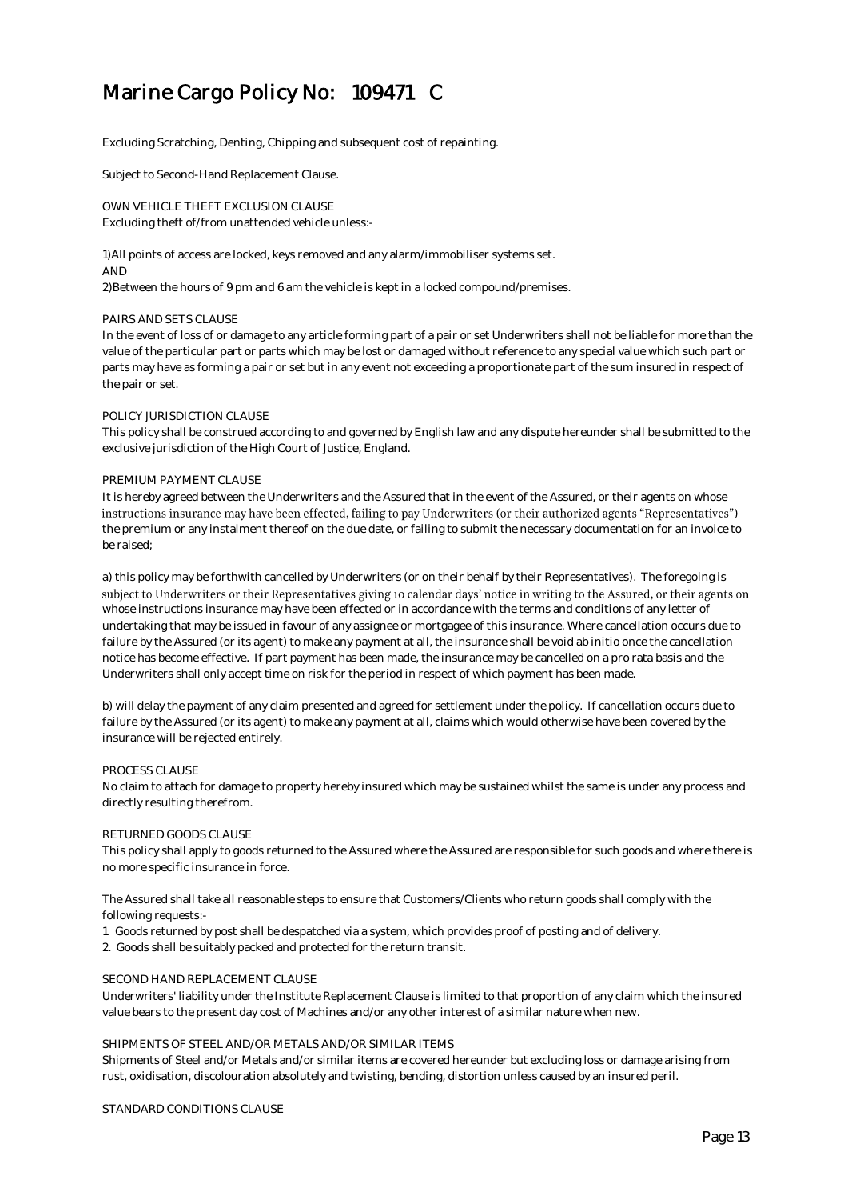# Marine Cargo Policy No: 109471 C

Excluding Scratching, Denting, Chipping and subsequent cost of repainting.

Subject to Second-Hand Replacement Clause.

OWN VEHICLE THEFT EXCLUSION CLAUSE
Excluding theft of/from unattended vehicle unless:-

1)All points of access are locked, keys removed and any alarm/immobiliser systems set.
AND
2)Between the hours of 9 pm and 6 am the vehicle is kept in a locked compound/premises.

PAIRS AND SETS CLAUSE
In the event of loss of or damage to any article forming part of a pair or set Underwriters shall not be liable for more than the value of the particular part or parts which may be lost or damaged without reference to any special value which such part or parts may have as forming a pair or set but in any event not exceeding a proportionate part of the sum insured in respect of the pair or set.

POLICY JURISDICTION CLAUSE
This policy shall be construed according to and governed by English law and any dispute hereunder shall be submitted to the exclusive jurisdiction of the High Court of Justice, England.

PREMIUM PAYMENT CLAUSE
It is hereby agreed between the Underwriters and the Assured that in the event of the Assured, or their agents on whose instructions insurance may have been effected, failing to pay Underwriters (or their authorized agents "Representatives") the premium or any instalment thereof on the due date, or failing to submit the necessary documentation for an invoice to be raised;

a) this policy may be forthwith cancelled by Underwriters (or on their behalf by their Representatives). The foregoing is subject to Underwriters or their Representatives giving 10 calendar days' notice in writing to the Assured, or their agents on whose instructions insurance may have been effected or in accordance with the terms and conditions of any letter of undertaking that may be issued in favour of any assignee or mortgagee of this insurance. Where cancellation occurs due to failure by the Assured (or its agent) to make any payment at all, the insurance shall be void ab initio once the cancellation notice has become effective. If part payment has been made, the insurance may be cancelled on a pro rata basis and the Underwriters shall only accept time on risk for the period in respect of which payment has been made.

b) will delay the payment of any claim presented and agreed for settlement under the policy. If cancellation occurs due to failure by the Assured (or its agent) to make any payment at all, claims which would otherwise have been covered by the insurance will be rejected entirely.

PROCESS CLAUSE
No claim to attach for damage to property hereby insured which may be sustained whilst the same is under any process and directly resulting therefrom.

RETURNED GOODS CLAUSE
This policy shall apply to goods returned to the Assured where the Assured are responsible for such goods and where there is no more specific insurance in force.

The Assured shall take all reasonable steps to ensure that Customers/Clients who return goods shall comply with the following requests:-

1. Goods returned by post shall be despatched via a system, which provides proof of posting and of delivery.
2. Goods shall be suitably packed and protected for the return transit.

SECOND HAND REPLACEMENT CLAUSE
Underwriters' liability under the Institute Replacement Clause is limited to that proportion of any claim which the insured value bears to the present day cost of Machines and/or any other interest of a similar nature when new.

SHIPMENTS OF STEEL AND/OR METALS AND/OR SIMILAR ITEMS
Shipments of Steel and/or Metals and/or similar items are covered hereunder but excluding loss or damage arising from rust, oxidisation, discolouration absolutely and twisting, bending, distortion unless caused by an insured peril.

STANDARD CONDITIONS CLAUSE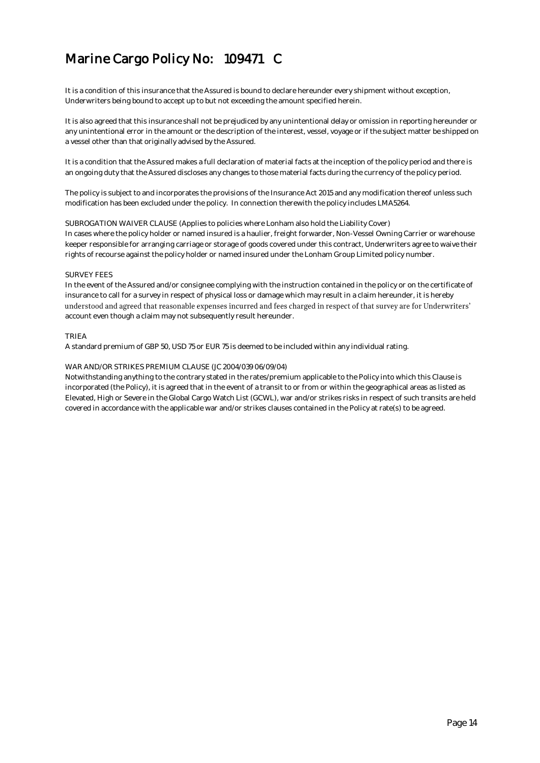# Marine Cargo Policy No: 109471 C

It is a condition of this insurance that the Assured is bound to declare hereunder every shipment without exception, Underwriters being bound to accept up to but not exceeding the amount specified herein.

It is also agreed that this insurance shall not be prejudiced by any unintentional delay or omission in reporting hereunder or any unintentional error in the amount or the description of the interest, vessel, voyage or if the subject matter be shipped on a vessel other than that originally advised by the Assured.

It is a condition that the Assured makes a full declaration of material facts at the inception of the policy period and there is an ongoing duty that the Assured discloses any changes to those material facts during the currency of the policy period.

The policy is subject to and incorporates the provisions of the Insurance Act 2015 and any modification thereof unless such modification has been excluded under the policy. In connection therewith the policy includes LMA5264.

SUBROGATION WAIVER CLAUSE (Applies to policies where Lonham also hold the Liability Cover)
In cases where the policy holder or named insured is a haulier, freight forwarder, Non-Vessel Owning Carrier or warehouse keeper responsible for arranging carriage or storage of goods covered under this contract, Underwriters agree to waive their rights of recourse against the policy holder or named insured under the Lonham Group Limited policy number.

SURVEY FEES
In the event of the Assured and/or consignee complying with the instruction contained in the policy or on the certificate of insurance to call for a survey in respect of physical loss or damage which may result in a claim hereunder, it is hereby understood and agreed that reasonable expenses incurred and fees charged in respect of that survey are for Underwriters' account even though a claim may not subsequently result hereunder.

TRIEA
A standard premium of GBP 50, USD 75 or EUR 75 is deemed to be included within any individual rating.

WAR AND/OR STRIKES PREMIUM CLAUSE (JC 2004/039 06/09/04)
Notwithstanding anything to the contrary stated in the rates/premium applicable to the Policy into which this Clause is incorporated (the Policy), it is agreed that in the event of a transit to or from or within the geographical areas as listed as Elevated, High or Severe in the Global Cargo Watch List (GCWL), war and/or strikes risks in respect of such transits are held covered in accordance with the applicable war and/or strikes clauses contained in the Policy at rate(s) to be agreed.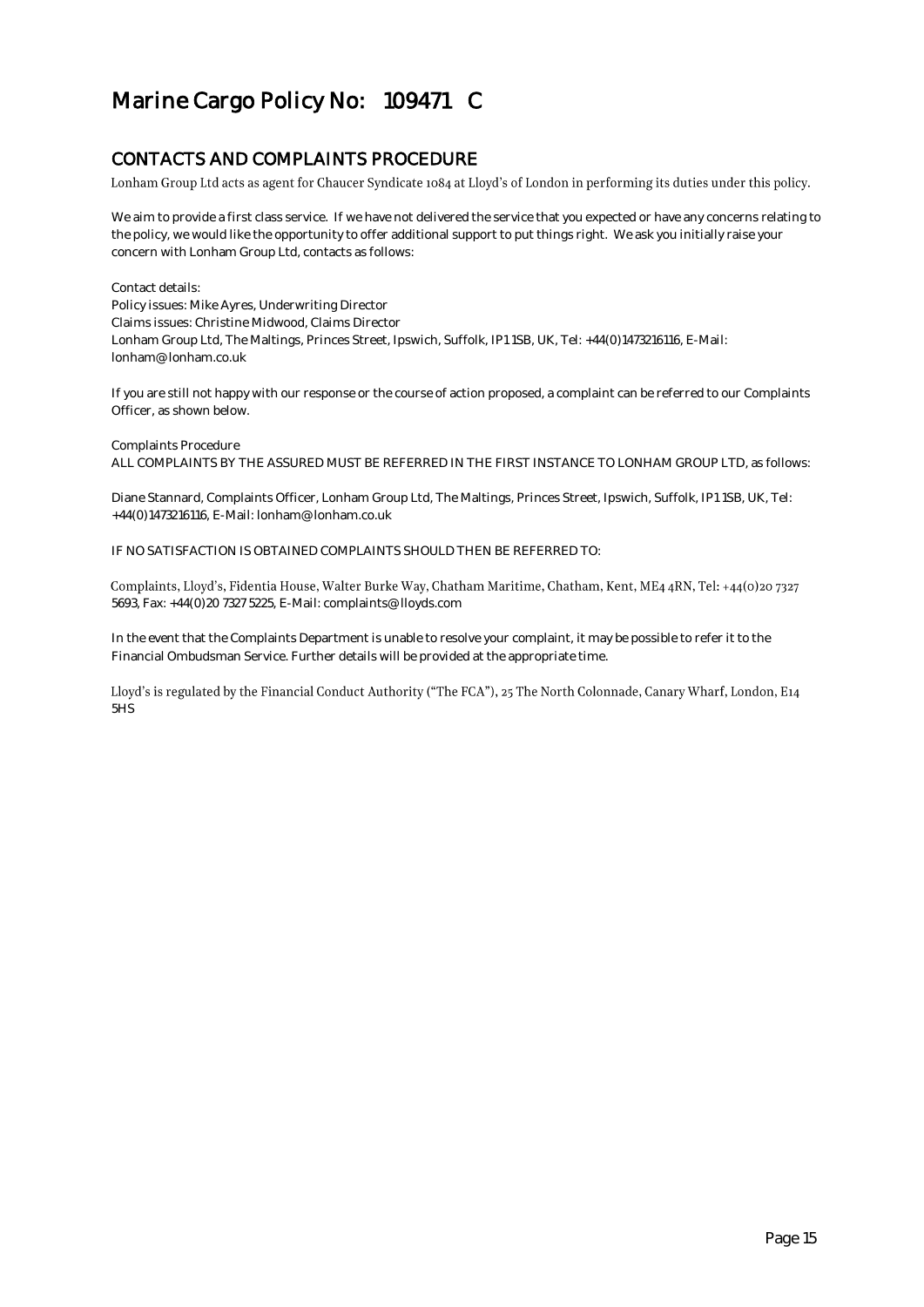# Marine Cargo Policy No: 109471 C

## CONTACTS AND COMPLAINTS PROCEDURE

Lonham Group Ltd acts as agent for Chaucer Syndicate 1084 at Lloyd's of London in performing its duties under this policy.

We aim to provide a first class service. If we have not delivered the service that you expected or have any concerns relating to the policy, we would like the opportunity to offer additional support to put things right. We ask you initially raise your concern with Lonham Group Ltd, contacts as follows:

Contact details:
Policy issues: Mike Ayres, Underwriting Director
Claims issues: Christine Midwood, Claims Director
Lonham Group Ltd, The Maltings, Princes Street, Ipswich, Suffolk, IP1 1SB, UK, Tel: +44(0)1473216116, E-Mail: lonham@lonham.co.uk

If you are still not happy with our response or the course of action proposed, a complaint can be referred to our Complaints Officer, as shown below.

Complaints Procedure
ALL COMPLAINTS BY THE ASSURED MUST BE REFERRED IN THE FIRST INSTANCE TO LONHAM GROUP LTD, as follows:

Diane Stannard, Complaints Officer, Lonham Group Ltd, The Maltings, Princes Street, Ipswich, Suffolk, IP1 1SB, UK, Tel: +44(0)1473216116, E-Mail: lonham@lonham.co.uk

IF NO SATISFACTION IS OBTAINED COMPLAINTS SHOULD THEN BE REFERRED TO:

Complaints, Lloyd's, Fidentia House, Walter Burke Way, Chatham Maritime, Chatham, Kent, ME4 4RN, Tel: +44(0)20 7327 5693, Fax: +44(0)20 7327 5225, E-Mail: complaints@lloyds.com

In the event that the Complaints Department is unable to resolve your complaint, it may be possible to refer it to the Financial Ombudsman Service. Further details will be provided at the appropriate time.

Lloyd's is regulated by the Financial Conduct Authority ("The FCA"), 25 The North Colonnade, Canary Wharf, London, E14 5HS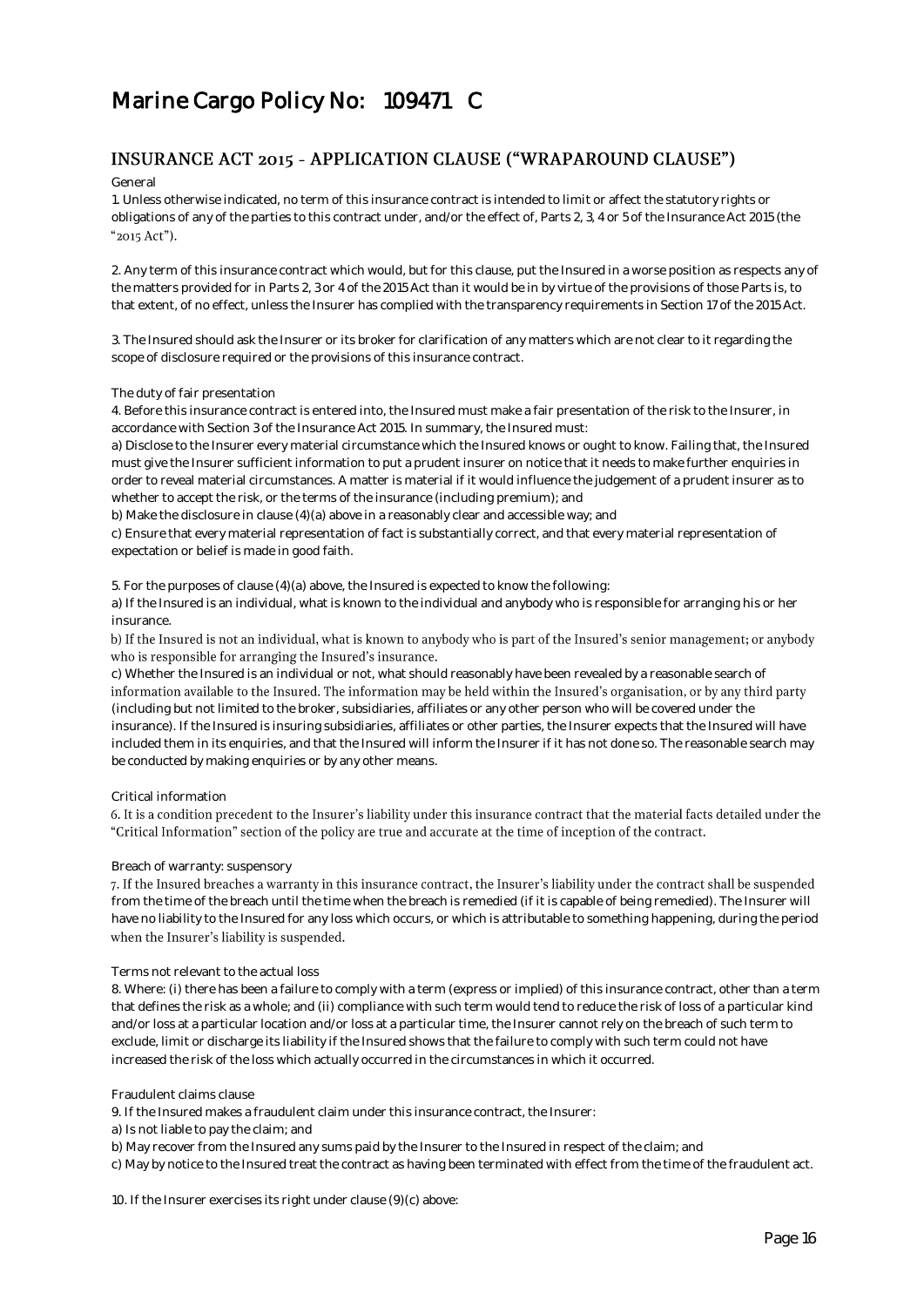# Marine Cargo Policy No: 109471 C

## INSURANCE ACT 2015 - APPLICATION CLAUSE ("WRAPAROUND CLAUSE")

General

1. Unless otherwise indicated, no term of this insurance contract is intended to limit or affect the statutory rights or obligations of any of the parties to this contract under, and/or the effect of, Parts 2, 3, 4 or 5 of the Insurance Act 2015 (the "2015 Act").

2. Any term of this insurance contract which would, but for this clause, put the Insured in a worse position as respects any of the matters provided for in Parts 2, 3 or 4 of the 2015 Act than it would be in by virtue of the provisions of those Parts is, to that extent, of no effect, unless the Insurer has complied with the transparency requirements in Section 17 of the 2015 Act.

3. The Insured should ask the Insurer or its broker for clarification of any matters which are not clear to it regarding the scope of disclosure required or the provisions of this insurance contract.

The duty of fair presentation

4. Before this insurance contract is entered into, the Insured must make a fair presentation of the risk to the Insurer, in accordance with Section 3 of the Insurance Act 2015. In summary, the Insured must:

a) Disclose to the Insurer every material circumstance which the Insured knows or ought to know. Failing that, the Insured must give the Insurer sufficient information to put a prudent insurer on notice that it needs to make further enquiries in order to reveal material circumstances. A matter is material if it would influence the judgement of a prudent insurer as to whether to accept the risk, or the terms of the insurance (including premium); and

b) Make the disclosure in clause (4)(a) above in a reasonably clear and accessible way; and

c) Ensure that every material representation of fact is substantially correct, and that every material representation of expectation or belief is made in good faith.

5. For the purposes of clause (4)(a) above, the Insured is expected to know the following:

a) If the Insured is an individual, what is known to the individual and anybody who is responsible for arranging his or her insurance.

b) If the Insured is not an individual, what is known to anybody who is part of the Insured's senior management; or anybody who is responsible for arranging the Insured's insurance.

c) Whether the Insured is an individual or not, what should reasonably have been revealed by a reasonable search of information available to the Insured. The information may be held within the Insured's organisation, or by any third party (including but not limited to the broker, subsidiaries, affiliates or any other person who will be covered under the insurance). If the Insured is insuring subsidiaries, affiliates or other parties, the Insurer expects that the Insured will have included them in its enquiries, and that the Insured will inform the Insurer if it has not done so. The reasonable search may be conducted by making enquiries or by any other means.

Critical information

6. It is a condition precedent to the Insurer's liability under this insurance contract that the material facts detailed under the "Critical Information" section of the policy are true and accurate at the time of inception of the contract.

Breach of warranty: suspensory

7. If the Insured breaches a warranty in this insurance contract, the Insurer's liability under the contract shall be suspended from the time of the breach until the time when the breach is remedied (if it is capable of being remedied). The Insurer will have no liability to the Insured for any loss which occurs, or which is attributable to something happening, during the period when the Insurer's liability is suspended.

Terms not relevant to the actual loss

8. Where: (i) there has been a failure to comply with a term (express or implied) of this insurance contract, other than a term that defines the risk as a whole; and (ii) compliance with such term would tend to reduce the risk of loss of a particular kind and/or loss at a particular location and/or loss at a particular time, the Insurer cannot rely on the breach of such term to exclude, limit or discharge its liability if the Insured shows that the failure to comply with such term could not have increased the risk of the loss which actually occurred in the circumstances in which it occurred.

Fraudulent claims clause

9. If the Insured makes a fraudulent claim under this insurance contract, the Insurer:

a) Is not liable to pay the claim; and

b) May recover from the Insured any sums paid by the Insurer to the Insured in respect of the claim; and

c) May by notice to the Insured treat the contract as having been terminated with effect from the time of the fraudulent act.

10. If the Insurer exercises its right under clause (9)(c) above: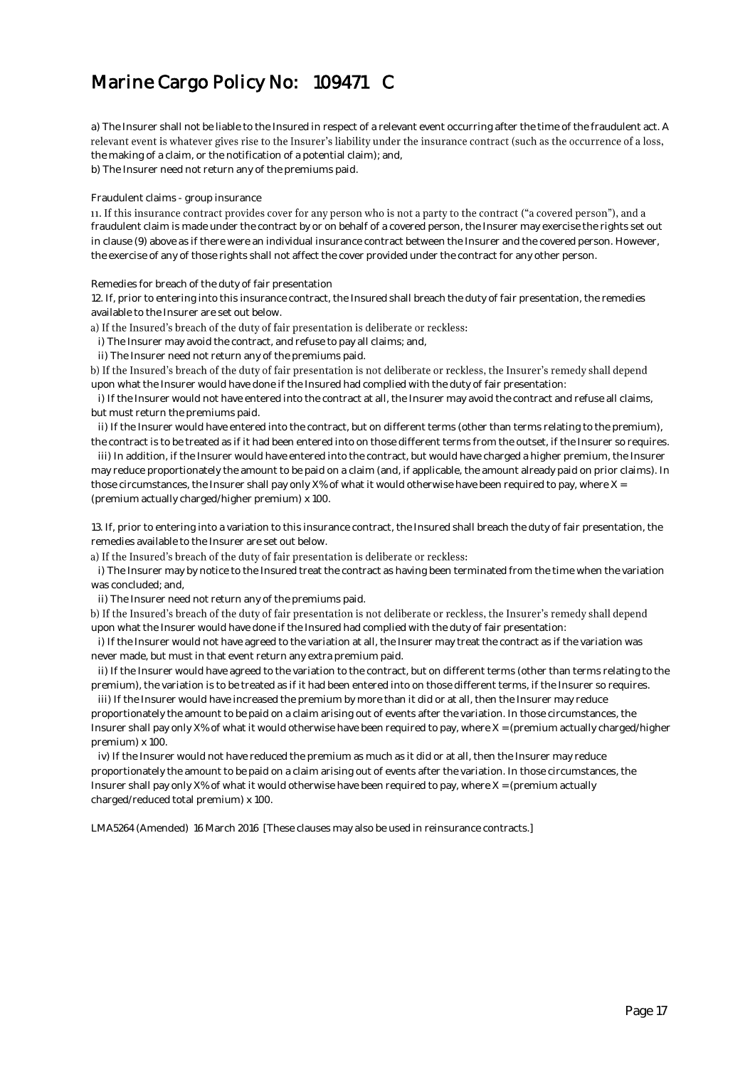# Marine Cargo Policy No: 109471 C

a) The Insurer shall not be liable to the Insured in respect of a relevant event occurring after the time of the fraudulent act. A relevant event is whatever gives rise to the Insurer's liability under the insurance contract (such as the occurrence of a loss, the making of a claim, or the notification of a potential claim); and,

b) The Insurer need not return any of the premiums paid.

Fraudulent claims - group insurance

11. If this insurance contract provides cover for any person who is not a party to the contract ("a covered person"), and a fraudulent claim is made under the contract by or on behalf of a covered person, the Insurer may exercise the rights set out in clause (9) above as if there were an individual insurance contract between the Insurer and the covered person. However, the exercise of any of those rights shall not affect the cover provided under the contract for any other person.

Remedies for breach of the duty of fair presentation

12. If, prior to entering into this insurance contract, the Insured shall breach the duty of fair presentation, the remedies available to the Insurer are set out below.

a) If the Insured's breach of the duty of fair presentation is deliberate or reckless:

i) The Insurer may avoid the contract, and refuse to pay all claims; and,

ii) The Insurer need not return any of the premiums paid.

b) If the Insured's breach of the duty of fair presentation is not deliberate or reckless, the Insurer's remedy shall depend upon what the Insurer would have done if the Insured had complied with the duty of fair presentation:

i) If the Insurer would not have entered into the contract at all, the Insurer may avoid the contract and refuse all claims, but must return the premiums paid.

ii) If the Insurer would have entered into the contract, but on different terms (other than terms relating to the premium), the contract is to be treated as if it had been entered into on those different terms from the outset, if the Insurer so requires.

iii) In addition, if the Insurer would have entered into the contract, but would have charged a higher premium, the Insurer may reduce proportionately the amount to be paid on a claim (and, if applicable, the amount already paid on prior claims). In those circumstances, the Insurer shall pay only X% of what it would otherwise have been required to pay, where X = (premium actually charged/higher premium) x 100.

13. If, prior to entering into a variation to this insurance contract, the Insured shall breach the duty of fair presentation, the remedies available to the Insurer are set out below.

a) If the Insured's breach of the duty of fair presentation is deliberate or reckless:

i) The Insurer may by notice to the Insured treat the contract as having been terminated from the time when the variation was concluded; and,

ii) The Insurer need not return any of the premiums paid.

b) If the Insured's breach of the duty of fair presentation is not deliberate or reckless, the Insurer's remedy shall depend upon what the Insurer would have done if the Insured had complied with the duty of fair presentation:

i) If the Insurer would not have agreed to the variation at all, the Insurer may treat the contract as if the variation was never made, but must in that event return any extra premium paid.

ii) If the Insurer would have agreed to the variation to the contract, but on different terms (other than terms relating to the premium), the variation is to be treated as if it had been entered into on those different terms, if the Insurer so requires.

iii) If the Insurer would have increased the premium by more than it did or at all, then the Insurer may reduce proportionately the amount to be paid on a claim arising out of events after the variation. In those circumstances, the Insurer shall pay only X% of what it would otherwise have been required to pay, where X = (premium actually charged/higher premium) x 100.

iv) If the Insurer would not have reduced the premium as much as it did or at all, then the Insurer may reduce proportionately the amount to be paid on a claim arising out of events after the variation. In those circumstances, the Insurer shall pay only X% of what it would otherwise have been required to pay, where X = (premium actually charged/reduced total premium) x 100.

LMA5264 (Amended) 16 March 2016 [These clauses may also be used in reinsurance contracts.]